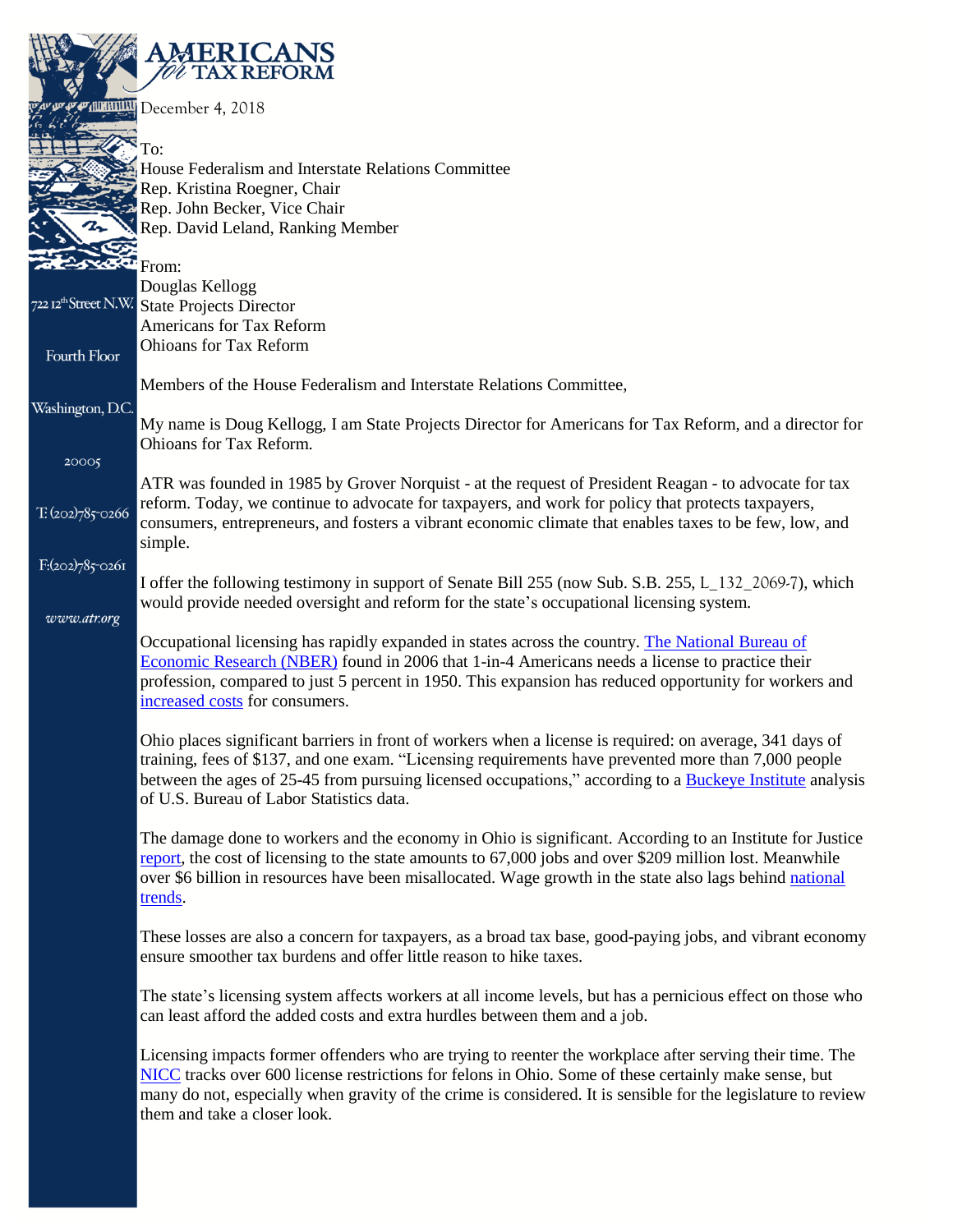**AMERICANS *for* TAX REFORM**

722 12th Street N.W.
Fourth Floor
Washington, D.C.
20005
T: (202)785-0266
F:(202)785-0261
www.atr.org

December 4, 2018

To:
House Federalism and Interstate Relations Committee
Rep. Kristina Roegner, Chair
Rep. John Becker, Vice Chair
Rep. David Leland, Ranking Member

From:
Douglas Kellogg
State Projects Director
Americans for Tax Reform
Ohioans for Tax Reform

Members of the House Federalism and Interstate Relations Committee,

My name is Doug Kellogg, I am State Projects Director for Americans for Tax Reform, and a director for Ohioans for Tax Reform.

ATR was founded in 1985 by Grover Norquist - at the request of President Reagan - to advocate for tax reform. Today, we continue to advocate for taxpayers, and work for policy that protects taxpayers, consumers, entrepreneurs, and fosters a vibrant economic climate that enables taxes to be few, low, and simple.

I offer the following testimony in support of Senate Bill 255 (now Sub. S.B. 255, L_132_2069-7), which would provide needed oversight and reform for the state's occupational licensing system.

Occupational licensing has rapidly expanded in states across the country. The National Bureau of Economic Research (NBER) found in 2006 that 1-in-4 Americans needs a license to practice their profession, compared to just 5 percent in 1950. This expansion has reduced opportunity for workers and increased costs for consumers.

Ohio places significant barriers in front of workers when a license is required: on average, 341 days of training, fees of $137, and one exam. "Licensing requirements have prevented more than 7,000 people between the ages of 25-45 from pursuing licensed occupations," according to a Buckeye Institute analysis of U.S. Bureau of Labor Statistics data.

The damage done to workers and the economy in Ohio is significant. According to an Institute for Justice report, the cost of licensing to the state amounts to 67,000 jobs and over $209 million lost. Meanwhile over $6 billion in resources have been misallocated. Wage growth in the state also lags behind national trends.

These losses are also a concern for taxpayers, as a broad tax base, good-paying jobs, and vibrant economy ensure smoother tax burdens and offer little reason to hike taxes.

The state's licensing system affects workers at all income levels, but has a pernicious effect on those who can least afford the added costs and extra hurdles between them and a job.

Licensing impacts former offenders who are trying to reenter the workplace after serving their time. The NICC tracks over 600 license restrictions for felons in Ohio. Some of these certainly make sense, but many do not, especially when gravity of the crime is considered. It is sensible for the legislature to review them and take a closer look.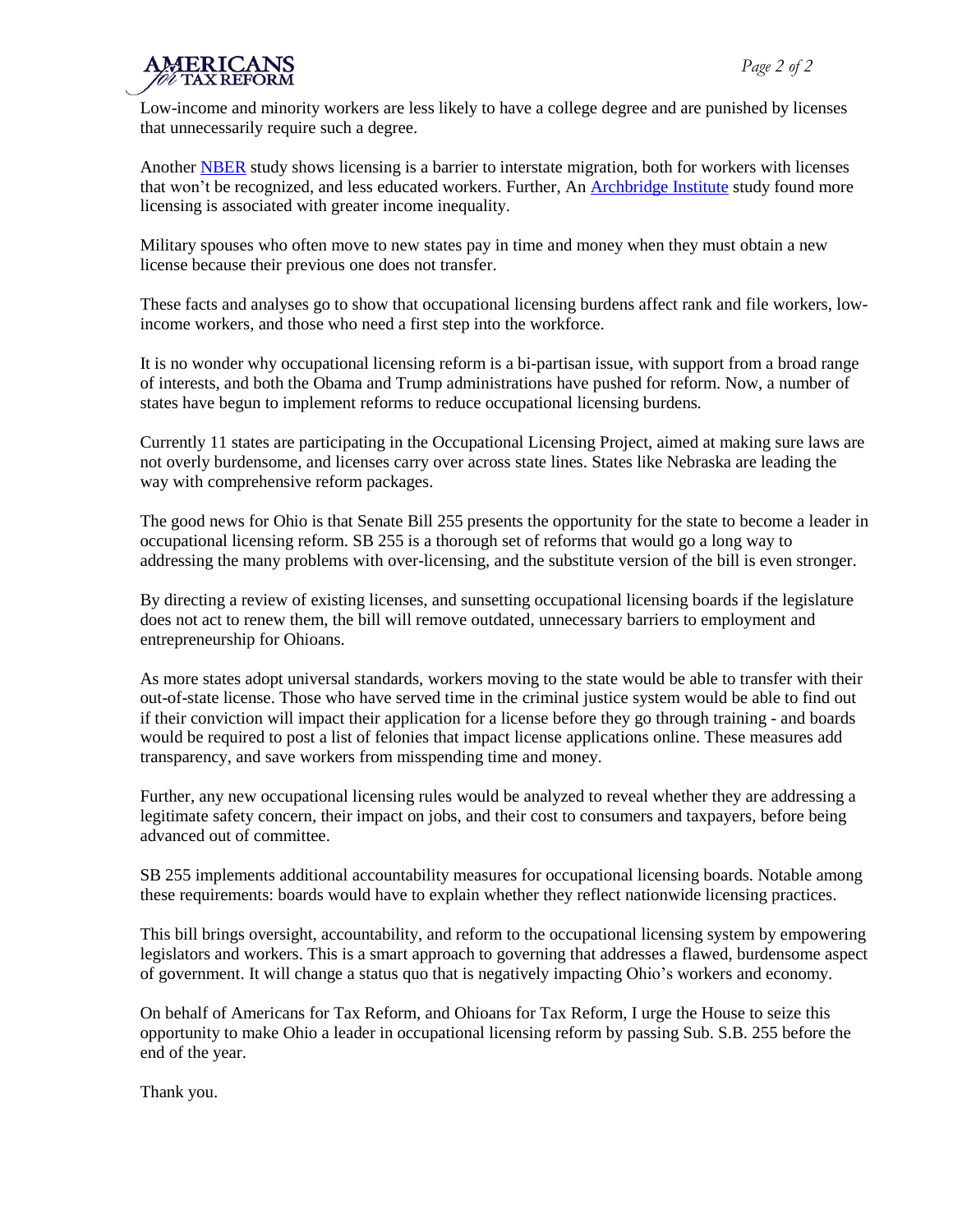Low-income and minority workers are less likely to have a college degree and are punished by licenses that unnecessarily require such a degree.

Another NBER study shows licensing is a barrier to interstate migration, both for workers with licenses that won't be recognized, and less educated workers. Further, An Archbridge Institute study found more licensing is associated with greater income inequality.

Military spouses who often move to new states pay in time and money when they must obtain a new license because their previous one does not transfer.

These facts and analyses go to show that occupational licensing burdens affect rank and file workers, low-income workers, and those who need a first step into the workforce.

It is no wonder why occupational licensing reform is a bi-partisan issue, with support from a broad range of interests, and both the Obama and Trump administrations have pushed for reform. Now, a number of states have begun to implement reforms to reduce occupational licensing burdens.

Currently 11 states are participating in the Occupational Licensing Project, aimed at making sure laws are not overly burdensome, and licenses carry over across state lines. States like Nebraska are leading the way with comprehensive reform packages.

The good news for Ohio is that Senate Bill 255 presents the opportunity for the state to become a leader in occupational licensing reform. SB 255 is a thorough set of reforms that would go a long way to addressing the many problems with over-licensing, and the substitute version of the bill is even stronger.

By directing a review of existing licenses, and sunsetting occupational licensing boards if the legislature does not act to renew them, the bill will remove outdated, unnecessary barriers to employment and entrepreneurship for Ohioans.

As more states adopt universal standards, workers moving to the state would be able to transfer with their out-of-state license. Those who have served time in the criminal justice system would be able to find out if their conviction will impact their application for a license before they go through training - and boards would be required to post a list of felonies that impact license applications online. These measures add transparency, and save workers from misspending time and money.

Further, any new occupational licensing rules would be analyzed to reveal whether they are addressing a legitimate safety concern, their impact on jobs, and their cost to consumers and taxpayers, before being advanced out of committee.

SB 255 implements additional accountability measures for occupational licensing boards. Notable among these requirements: boards would have to explain whether they reflect nationwide licensing practices.

This bill brings oversight, accountability, and reform to the occupational licensing system by empowering legislators and workers. This is a smart approach to governing that addresses a flawed, burdensome aspect of government. It will change a status quo that is negatively impacting Ohio's workers and economy.

On behalf of Americans for Tax Reform, and Ohioans for Tax Reform, I urge the House to seize this opportunity to make Ohio a leader in occupational licensing reform by passing Sub. S.B. 255 before the end of the year.

Thank you.